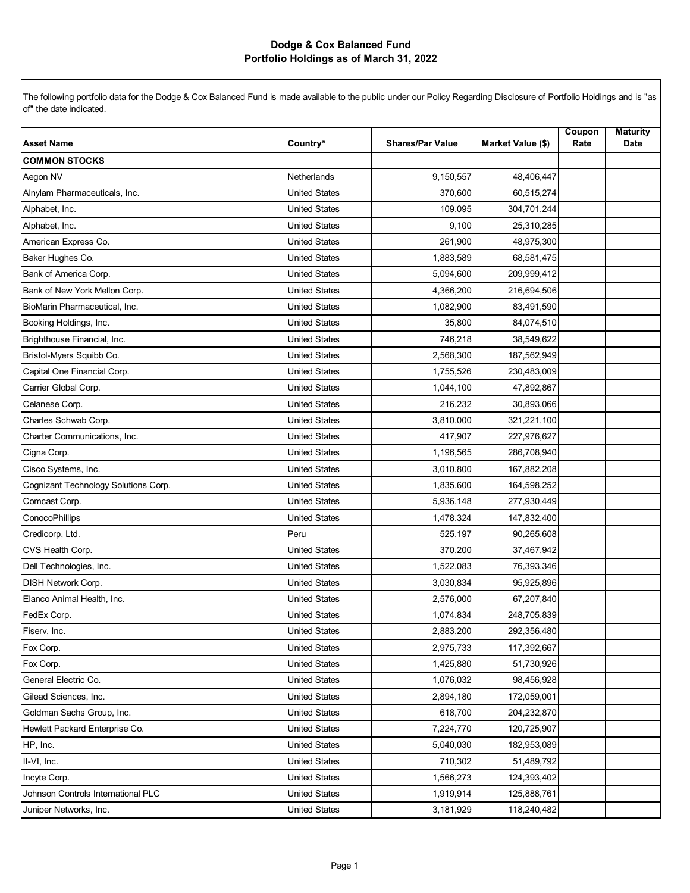# Dodge & Cox Balanced Fund
## Portfolio Holdings as of March 31, 2022

The following portfolio data for the Dodge & Cox Balanced Fund is made available to the public under our Policy Regarding Disclosure of Portfolio Holdings and is "as of" the date indicated.

| Asset Name | Country* | Shares/Par Value | Market Value ($) | Coupon Rate | Maturity Date |
|---|---|---|---|---|---|
| **COMMON STOCKS** | | | | | |
| Aegon NV | Netherlands | 9,150,557 | 48,406,447 | | |
| Alnylam Pharmaceuticals, Inc. | United States | 370,600 | 60,515,274 | | |
| Alphabet, Inc. | United States | 109,095 | 304,701,244 | | |
| Alphabet, Inc. | United States | 9,100 | 25,310,285 | | |
| American Express Co. | United States | 261,900 | 48,975,300 | | |
| Baker Hughes Co. | United States | 1,883,589 | 68,581,475 | | |
| Bank of America Corp. | United States | 5,094,600 | 209,999,412 | | |
| Bank of New York Mellon Corp. | United States | 4,366,200 | 216,694,506 | | |
| BioMarin Pharmaceutical, Inc. | United States | 1,082,900 | 83,491,590 | | |
| Booking Holdings, Inc. | United States | 35,800 | 84,074,510 | | |
| Brighthouse Financial, Inc. | United States | 746,218 | 38,549,622 | | |
| Bristol-Myers Squibb Co. | United States | 2,568,300 | 187,562,949 | | |
| Capital One Financial Corp. | United States | 1,755,526 | 230,483,009 | | |
| Carrier Global Corp. | United States | 1,044,100 | 47,892,867 | | |
| Celanese Corp. | United States | 216,232 | 30,893,066 | | |
| Charles Schwab Corp. | United States | 3,810,000 | 321,221,100 | | |
| Charter Communications, Inc. | United States | 417,907 | 227,976,627 | | |
| Cigna Corp. | United States | 1,196,565 | 286,708,940 | | |
| Cisco Systems, Inc. | United States | 3,010,800 | 167,882,208 | | |
| Cognizant Technology Solutions Corp. | United States | 1,835,600 | 164,598,252 | | |
| Comcast Corp. | United States | 5,936,148 | 277,930,449 | | |
| ConocoPhillips | United States | 1,478,324 | 147,832,400 | | |
| Credicorp, Ltd. | Peru | 525,197 | 90,265,608 | | |
| CVS Health Corp. | United States | 370,200 | 37,467,942 | | |
| Dell Technologies, Inc. | United States | 1,522,083 | 76,393,346 | | |
| DISH Network Corp. | United States | 3,030,834 | 95,925,896 | | |
| Elanco Animal Health, Inc. | United States | 2,576,000 | 67,207,840 | | |
| FedEx Corp. | United States | 1,074,834 | 248,705,839 | | |
| Fiserv, Inc. | United States | 2,883,200 | 292,356,480 | | |
| Fox Corp. | United States | 2,975,733 | 117,392,667 | | |
| Fox Corp. | United States | 1,425,880 | 51,730,926 | | |
| General Electric Co. | United States | 1,076,032 | 98,456,928 | | |
| Gilead Sciences, Inc. | United States | 2,894,180 | 172,059,001 | | |
| Goldman Sachs Group, Inc. | United States | 618,700 | 204,232,870 | | |
| Hewlett Packard Enterprise Co. | United States | 7,224,770 | 120,725,907 | | |
| HP, Inc. | United States | 5,040,030 | 182,953,089 | | |
| II-VI, Inc. | United States | 710,302 | 51,489,792 | | |
| Incyte Corp. | United States | 1,566,273 | 124,393,402 | | |
| Johnson Controls International PLC | United States | 1,919,914 | 125,888,761 | | |
| Juniper Networks, Inc. | United States | 3,181,929 | 118,240,482 | | |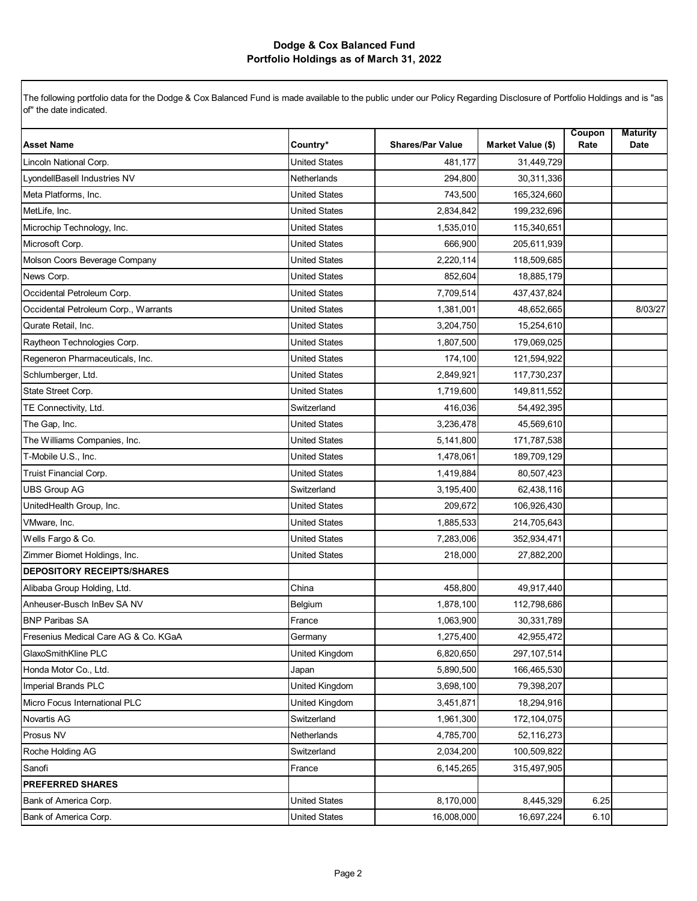# Dodge & Cox Balanced Fund
## Portfolio Holdings as of March 31, 2022

The following portfolio data for the Dodge & Cox Balanced Fund is made available to the public under our Policy Regarding Disclosure of Portfolio Holdings and is "as of" the date indicated.

| Asset Name | Country* | Shares/Par Value | Market Value ($) | Coupon Rate | Maturity Date |
|---|---|---|---|---|---|
| Lincoln National Corp. | United States | 481,177 | 31,449,729 | | |
| LyondellBasell Industries NV | Netherlands | 294,800 | 30,311,336 | | |
| Meta Platforms, Inc. | United States | 743,500 | 165,324,660 | | |
| MetLife, Inc. | United States | 2,834,842 | 199,232,696 | | |
| Microchip Technology, Inc. | United States | 1,535,010 | 115,340,651 | | |
| Microsoft Corp. | United States | 666,900 | 205,611,939 | | |
| Molson Coors Beverage Company | United States | 2,220,114 | 118,509,685 | | |
| News Corp. | United States | 852,604 | 18,885,179 | | |
| Occidental Petroleum Corp. | United States | 7,709,514 | 437,437,824 | | |
| Occidental Petroleum Corp., Warrants | United States | 1,381,001 | 48,652,665 | | 8/03/27 |
| Qurate Retail, Inc. | United States | 3,204,750 | 15,254,610 | | |
| Raytheon Technologies Corp. | United States | 1,807,500 | 179,069,025 | | |
| Regeneron Pharmaceuticals, Inc. | United States | 174,100 | 121,594,922 | | |
| Schlumberger, Ltd. | United States | 2,849,921 | 117,730,237 | | |
| State Street Corp. | United States | 1,719,600 | 149,811,552 | | |
| TE Connectivity, Ltd. | Switzerland | 416,036 | 54,492,395 | | |
| The Gap, Inc. | United States | 3,236,478 | 45,569,610 | | |
| The Williams Companies, Inc. | United States | 5,141,800 | 171,787,538 | | |
| T-Mobile U.S., Inc. | United States | 1,478,061 | 189,709,129 | | |
| Truist Financial Corp. | United States | 1,419,884 | 80,507,423 | | |
| UBS Group AG | Switzerland | 3,195,400 | 62,438,116 | | |
| UnitedHealth Group, Inc. | United States | 209,672 | 106,926,430 | | |
| VMware, Inc. | United States | 1,885,533 | 214,705,643 | | |
| Wells Fargo & Co. | United States | 7,283,006 | 352,934,471 | | |
| Zimmer Biomet Holdings, Inc. | United States | 218,000 | 27,882,200 | | |
| **DEPOSITORY RECEIPTS/SHARES** | | | | | |
| Alibaba Group Holding, Ltd. | China | 458,800 | 49,917,440 | | |
| Anheuser-Busch InBev SA NV | Belgium | 1,878,100 | 112,798,686 | | |
| BNP Paribas SA | France | 1,063,900 | 30,331,789 | | |
| Fresenius Medical Care AG & Co. KGaA | Germany | 1,275,400 | 42,955,472 | | |
| GlaxoSmithKline PLC | United Kingdom | 6,820,650 | 297,107,514 | | |
| Honda Motor Co., Ltd. | Japan | 5,890,500 | 166,465,530 | | |
| Imperial Brands PLC | United Kingdom | 3,698,100 | 79,398,207 | | |
| Micro Focus International PLC | United Kingdom | 3,451,871 | 18,294,916 | | |
| Novartis AG | Switzerland | 1,961,300 | 172,104,075 | | |
| Prosus NV | Netherlands | 4,785,700 | 52,116,273 | | |
| Roche Holding AG | Switzerland | 2,034,200 | 100,509,822 | | |
| Sanofi | France | 6,145,265 | 315,497,905 | | |
| **PREFERRED SHARES** | | | | | |
| Bank of America Corp. | United States | 8,170,000 | 8,445,329 | 6.25 | |
| Bank of America Corp. | United States | 16,008,000 | 16,697,224 | 6.10 | |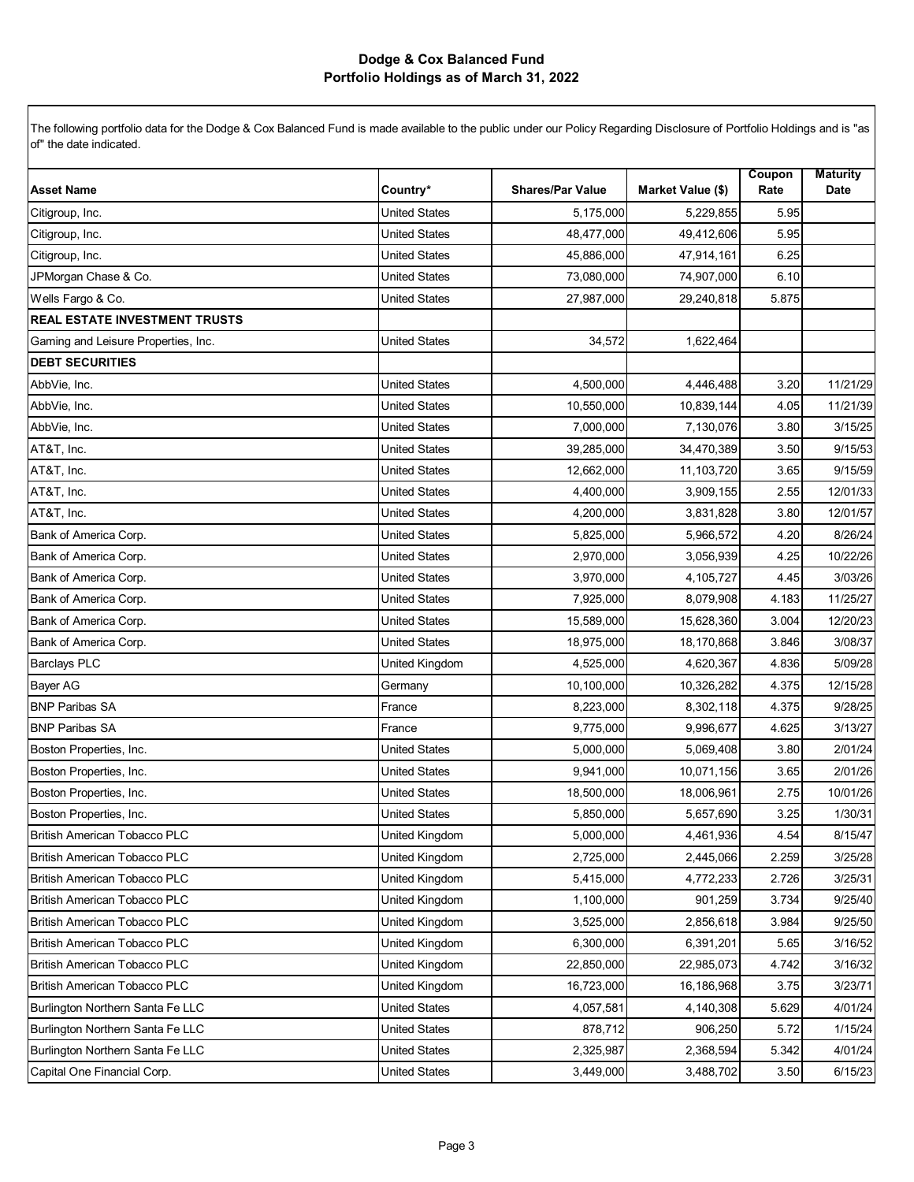## Dodge & Cox Balanced Fund
## Portfolio Holdings as of March 31, 2022

The following portfolio data for the Dodge & Cox Balanced Fund is made available to the public under our Policy Regarding Disclosure of Portfolio Holdings and is "as of" the date indicated.

| Asset Name | Country* | Shares/Par Value | Market Value ($) | Coupon Rate | Maturity Date |
|---|---|---|---|---|---|
| Citigroup, Inc. | United States | 5,175,000 | 5,229,855 | 5.95 | |
| Citigroup, Inc. | United States | 48,477,000 | 49,412,606 | 5.95 | |
| Citigroup, Inc. | United States | 45,886,000 | 47,914,161 | 6.25 | |
| JPMorgan Chase & Co. | United States | 73,080,000 | 74,907,000 | 6.10 | |
| Wells Fargo & Co. | United States | 27,987,000 | 29,240,818 | 5.875 | |
| **REAL ESTATE INVESTMENT TRUSTS** | | | | | |
| Gaming and Leisure Properties, Inc. | United States | 34,572 | 1,622,464 | | |
| **DEBT SECURITIES** | | | | | |
| AbbVie, Inc. | United States | 4,500,000 | 4,446,488 | 3.20 | 11/21/29 |
| AbbVie, Inc. | United States | 10,550,000 | 10,839,144 | 4.05 | 11/21/39 |
| AbbVie, Inc. | United States | 7,000,000 | 7,130,076 | 3.80 | 3/15/25 |
| AT&T, Inc. | United States | 39,285,000 | 34,470,389 | 3.50 | 9/15/53 |
| AT&T, Inc. | United States | 12,662,000 | 11,103,720 | 3.65 | 9/15/59 |
| AT&T, Inc. | United States | 4,400,000 | 3,909,155 | 2.55 | 12/01/33 |
| AT&T, Inc. | United States | 4,200,000 | 3,831,828 | 3.80 | 12/01/57 |
| Bank of America Corp. | United States | 5,825,000 | 5,966,572 | 4.20 | 8/26/24 |
| Bank of America Corp. | United States | 2,970,000 | 3,056,939 | 4.25 | 10/22/26 |
| Bank of America Corp. | United States | 3,970,000 | 4,105,727 | 4.45 | 3/03/26 |
| Bank of America Corp. | United States | 7,925,000 | 8,079,908 | 4.183 | 11/25/27 |
| Bank of America Corp. | United States | 15,589,000 | 15,628,360 | 3.004 | 12/20/23 |
| Bank of America Corp. | United States | 18,975,000 | 18,170,868 | 3.846 | 3/08/37 |
| Barclays PLC | United Kingdom | 4,525,000 | 4,620,367 | 4.836 | 5/09/28 |
| Bayer AG | Germany | 10,100,000 | 10,326,282 | 4.375 | 12/15/28 |
| BNP Paribas SA | France | 8,223,000 | 8,302,118 | 4.375 | 9/28/25 |
| BNP Paribas SA | France | 9,775,000 | 9,996,677 | 4.625 | 3/13/27 |
| Boston Properties, Inc. | United States | 5,000,000 | 5,069,408 | 3.80 | 2/01/24 |
| Boston Properties, Inc. | United States | 9,941,000 | 10,071,156 | 3.65 | 2/01/26 |
| Boston Properties, Inc. | United States | 18,500,000 | 18,006,961 | 2.75 | 10/01/26 |
| Boston Properties, Inc. | United States | 5,850,000 | 5,657,690 | 3.25 | 1/30/31 |
| British American Tobacco PLC | United Kingdom | 5,000,000 | 4,461,936 | 4.54 | 8/15/47 |
| British American Tobacco PLC | United Kingdom | 2,725,000 | 2,445,066 | 2.259 | 3/25/28 |
| British American Tobacco PLC | United Kingdom | 5,415,000 | 4,772,233 | 2.726 | 3/25/31 |
| British American Tobacco PLC | United Kingdom | 1,100,000 | 901,259 | 3.734 | 9/25/40 |
| British American Tobacco PLC | United Kingdom | 3,525,000 | 2,856,618 | 3.984 | 9/25/50 |
| British American Tobacco PLC | United Kingdom | 6,300,000 | 6,391,201 | 5.65 | 3/16/52 |
| British American Tobacco PLC | United Kingdom | 22,850,000 | 22,985,073 | 4.742 | 3/16/32 |
| British American Tobacco PLC | United Kingdom | 16,723,000 | 16,186,968 | 3.75 | 3/23/71 |
| Burlington Northern Santa Fe LLC | United States | 4,057,581 | 4,140,308 | 5.629 | 4/01/24 |
| Burlington Northern Santa Fe LLC | United States | 878,712 | 906,250 | 5.72 | 1/15/24 |
| Burlington Northern Santa Fe LLC | United States | 2,325,987 | 2,368,594 | 5.342 | 4/01/24 |
| Capital One Financial Corp. | United States | 3,449,000 | 3,488,702 | 3.50 | 6/15/23 |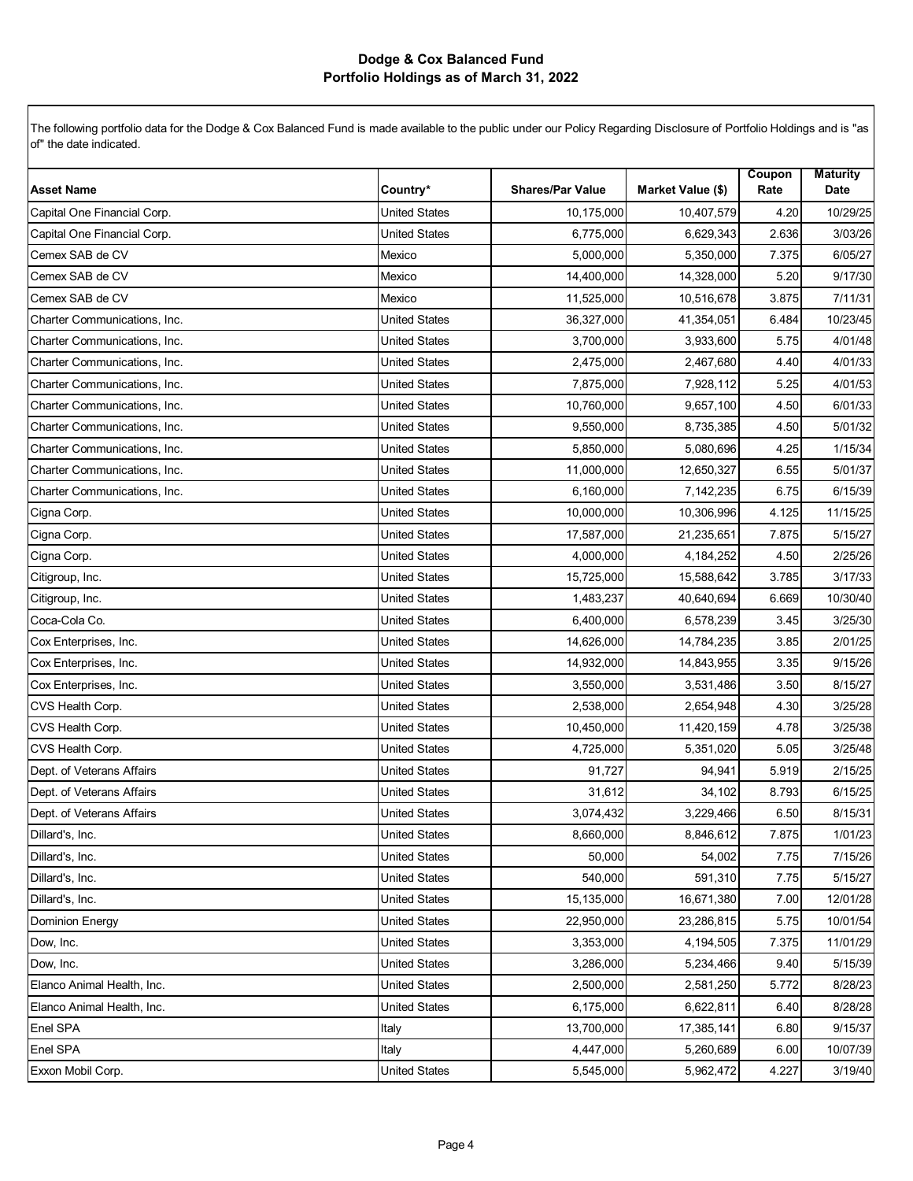# Dodge & Cox Balanced Fund
## Portfolio Holdings as of March 31, 2022

The following portfolio data for the Dodge & Cox Balanced Fund is made available to the public under our Policy Regarding Disclosure of Portfolio Holdings and is "as of" the date indicated.

| Asset Name | Country* | Shares/Par Value | Market Value ($) | Coupon Rate | Maturity Date |
|---|---|---|---|---|---|
| Capital One Financial Corp. | United States | 10,175,000 | 10,407,579 | 4.20 | 10/29/25 |
| Capital One Financial Corp. | United States | 6,775,000 | 6,629,343 | 2.636 | 3/03/26 |
| Cemex SAB de CV | Mexico | 5,000,000 | 5,350,000 | 7.375 | 6/05/27 |
| Cemex SAB de CV | Mexico | 14,400,000 | 14,328,000 | 5.20 | 9/17/30 |
| Cemex SAB de CV | Mexico | 11,525,000 | 10,516,678 | 3.875 | 7/11/31 |
| Charter Communications, Inc. | United States | 36,327,000 | 41,354,051 | 6.484 | 10/23/45 |
| Charter Communications, Inc. | United States | 3,700,000 | 3,933,600 | 5.75 | 4/01/48 |
| Charter Communications, Inc. | United States | 2,475,000 | 2,467,680 | 4.40 | 4/01/33 |
| Charter Communications, Inc. | United States | 7,875,000 | 7,928,112 | 5.25 | 4/01/53 |
| Charter Communications, Inc. | United States | 10,760,000 | 9,657,100 | 4.50 | 6/01/33 |
| Charter Communications, Inc. | United States | 9,550,000 | 8,735,385 | 4.50 | 5/01/32 |
| Charter Communications, Inc. | United States | 5,850,000 | 5,080,696 | 4.25 | 1/15/34 |
| Charter Communications, Inc. | United States | 11,000,000 | 12,650,327 | 6.55 | 5/01/37 |
| Charter Communications, Inc. | United States | 6,160,000 | 7,142,235 | 6.75 | 6/15/39 |
| Cigna Corp. | United States | 10,000,000 | 10,306,996 | 4.125 | 11/15/25 |
| Cigna Corp. | United States | 17,587,000 | 21,235,651 | 7.875 | 5/15/27 |
| Cigna Corp. | United States | 4,000,000 | 4,184,252 | 4.50 | 2/25/26 |
| Citigroup, Inc. | United States | 15,725,000 | 15,588,642 | 3.785 | 3/17/33 |
| Citigroup, Inc. | United States | 1,483,237 | 40,640,694 | 6.669 | 10/30/40 |
| Coca-Cola Co. | United States | 6,400,000 | 6,578,239 | 3.45 | 3/25/30 |
| Cox Enterprises, Inc. | United States | 14,626,000 | 14,784,235 | 3.85 | 2/01/25 |
| Cox Enterprises, Inc. | United States | 14,932,000 | 14,843,955 | 3.35 | 9/15/26 |
| Cox Enterprises, Inc. | United States | 3,550,000 | 3,531,486 | 3.50 | 8/15/27 |
| CVS Health Corp. | United States | 2,538,000 | 2,654,948 | 4.30 | 3/25/28 |
| CVS Health Corp. | United States | 10,450,000 | 11,420,159 | 4.78 | 3/25/38 |
| CVS Health Corp. | United States | 4,725,000 | 5,351,020 | 5.05 | 3/25/48 |
| Dept. of Veterans Affairs | United States | 91,727 | 94,941 | 5.919 | 2/15/25 |
| Dept. of Veterans Affairs | United States | 31,612 | 34,102 | 8.793 | 6/15/25 |
| Dept. of Veterans Affairs | United States | 3,074,432 | 3,229,466 | 6.50 | 8/15/31 |
| Dillard's, Inc. | United States | 8,660,000 | 8,846,612 | 7.875 | 1/01/23 |
| Dillard's, Inc. | United States | 50,000 | 54,002 | 7.75 | 7/15/26 |
| Dillard's, Inc. | United States | 540,000 | 591,310 | 7.75 | 5/15/27 |
| Dillard's, Inc. | United States | 15,135,000 | 16,671,380 | 7.00 | 12/01/28 |
| Dominion Energy | United States | 22,950,000 | 23,286,815 | 5.75 | 10/01/54 |
| Dow, Inc. | United States | 3,353,000 | 4,194,505 | 7.375 | 11/01/29 |
| Dow, Inc. | United States | 3,286,000 | 5,234,466 | 9.40 | 5/15/39 |
| Elanco Animal Health, Inc. | United States | 2,500,000 | 2,581,250 | 5.772 | 8/28/23 |
| Elanco Animal Health, Inc. | United States | 6,175,000 | 6,622,811 | 6.40 | 8/28/28 |
| Enel SPA | Italy | 13,700,000 | 17,385,141 | 6.80 | 9/15/37 |
| Enel SPA | Italy | 4,447,000 | 5,260,689 | 6.00 | 10/07/39 |
| Exxon Mobil Corp. | United States | 5,545,000 | 5,962,472 | 4.227 | 3/19/40 |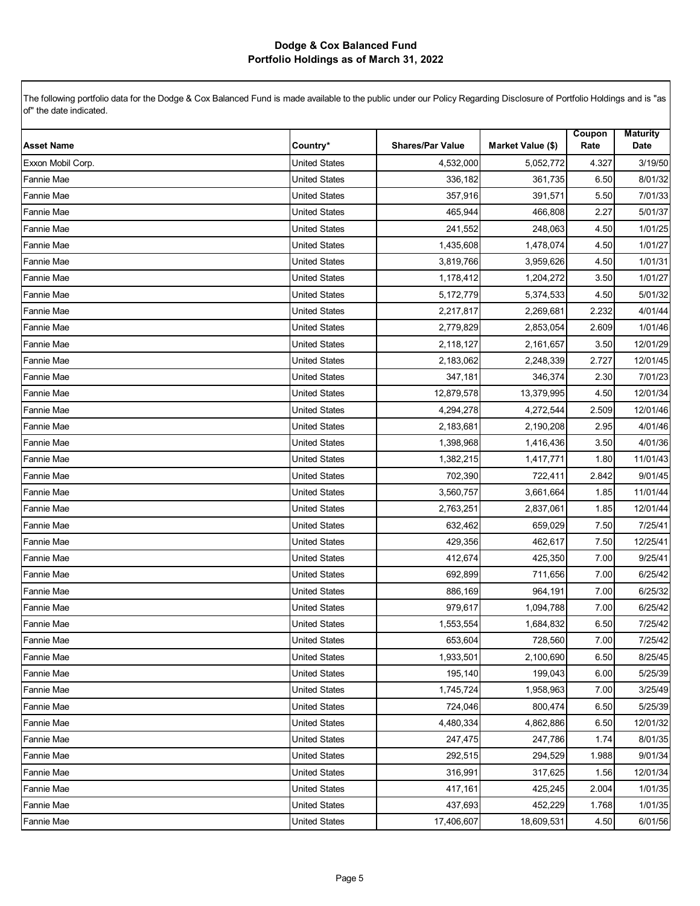# Dodge & Cox Balanced Fund
## Portfolio Holdings as of March 31, 2022

The following portfolio data for the Dodge & Cox Balanced Fund is made available to the public under our Policy Regarding Disclosure of Portfolio Holdings and is "as of" the date indicated.

| Asset Name | Country* | Shares/Par Value | Market Value ($) | Coupon Rate | Maturity Date |
|---|---|---|---|---|---|
| Exxon Mobil Corp. | United States | 4,532,000 | 5,052,772 | 4.327 | 3/19/50 |
| Fannie Mae | United States | 336,182 | 361,735 | 6.50 | 8/01/32 |
| Fannie Mae | United States | 357,916 | 391,571 | 5.50 | 7/01/33 |
| Fannie Mae | United States | 465,944 | 466,808 | 2.27 | 5/01/37 |
| Fannie Mae | United States | 241,552 | 248,063 | 4.50 | 1/01/25 |
| Fannie Mae | United States | 1,435,608 | 1,478,074 | 4.50 | 1/01/27 |
| Fannie Mae | United States | 3,819,766 | 3,959,626 | 4.50 | 1/01/31 |
| Fannie Mae | United States | 1,178,412 | 1,204,272 | 3.50 | 1/01/27 |
| Fannie Mae | United States | 5,172,779 | 5,374,533 | 4.50 | 5/01/32 |
| Fannie Mae | United States | 2,217,817 | 2,269,681 | 2.232 | 4/01/44 |
| Fannie Mae | United States | 2,779,829 | 2,853,054 | 2.609 | 1/01/46 |
| Fannie Mae | United States | 2,118,127 | 2,161,657 | 3.50 | 12/01/29 |
| Fannie Mae | United States | 2,183,062 | 2,248,339 | 2.727 | 12/01/45 |
| Fannie Mae | United States | 347,181 | 346,374 | 2.30 | 7/01/23 |
| Fannie Mae | United States | 12,879,578 | 13,379,995 | 4.50 | 12/01/34 |
| Fannie Mae | United States | 4,294,278 | 4,272,544 | 2.509 | 12/01/46 |
| Fannie Mae | United States | 2,183,681 | 2,190,208 | 2.95 | 4/01/46 |
| Fannie Mae | United States | 1,398,968 | 1,416,436 | 3.50 | 4/01/36 |
| Fannie Mae | United States | 1,382,215 | 1,417,771 | 1.80 | 11/01/43 |
| Fannie Mae | United States | 702,390 | 722,411 | 2.842 | 9/01/45 |
| Fannie Mae | United States | 3,560,757 | 3,661,664 | 1.85 | 11/01/44 |
| Fannie Mae | United States | 2,763,251 | 2,837,061 | 1.85 | 12/01/44 |
| Fannie Mae | United States | 632,462 | 659,029 | 7.50 | 7/25/41 |
| Fannie Mae | United States | 429,356 | 462,617 | 7.50 | 12/25/41 |
| Fannie Mae | United States | 412,674 | 425,350 | 7.00 | 9/25/41 |
| Fannie Mae | United States | 692,899 | 711,656 | 7.00 | 6/25/42 |
| Fannie Mae | United States | 886,169 | 964,191 | 7.00 | 6/25/32 |
| Fannie Mae | United States | 979,617 | 1,094,788 | 7.00 | 6/25/42 |
| Fannie Mae | United States | 1,553,554 | 1,684,832 | 6.50 | 7/25/42 |
| Fannie Mae | United States | 653,604 | 728,560 | 7.00 | 7/25/42 |
| Fannie Mae | United States | 1,933,501 | 2,100,690 | 6.50 | 8/25/45 |
| Fannie Mae | United States | 195,140 | 199,043 | 6.00 | 5/25/39 |
| Fannie Mae | United States | 1,745,724 | 1,958,963 | 7.00 | 3/25/49 |
| Fannie Mae | United States | 724,046 | 800,474 | 6.50 | 5/25/39 |
| Fannie Mae | United States | 4,480,334 | 4,862,886 | 6.50 | 12/01/32 |
| Fannie Mae | United States | 247,475 | 247,786 | 1.74 | 8/01/35 |
| Fannie Mae | United States | 292,515 | 294,529 | 1.988 | 9/01/34 |
| Fannie Mae | United States | 316,991 | 317,625 | 1.56 | 12/01/34 |
| Fannie Mae | United States | 417,161 | 425,245 | 2.004 | 1/01/35 |
| Fannie Mae | United States | 437,693 | 452,229 | 1.768 | 1/01/35 |
| Fannie Mae | United States | 17,406,607 | 18,609,531 | 4.50 | 6/01/56 |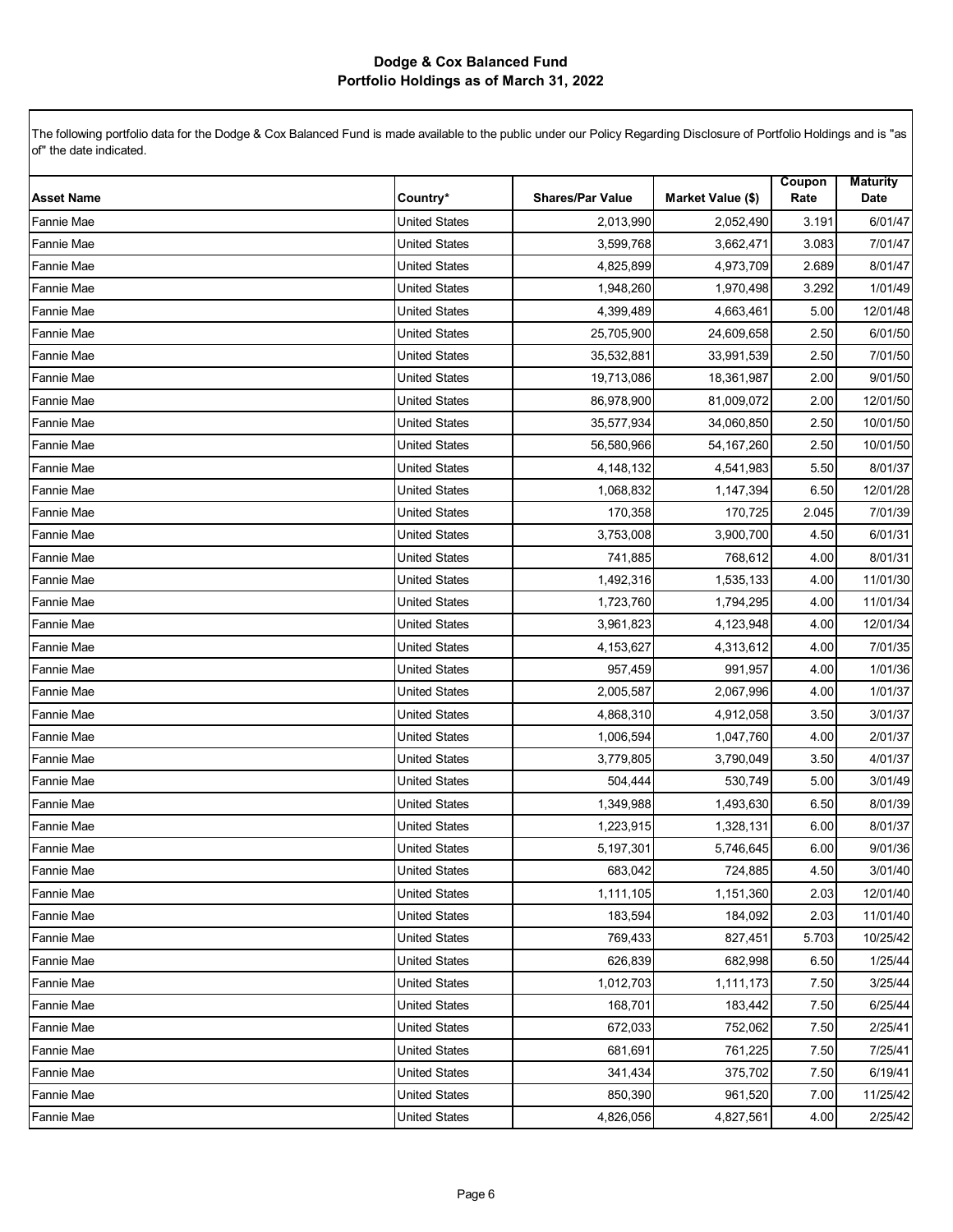# Dodge & Cox Balanced Fund
## Portfolio Holdings as of March 31, 2022

The following portfolio data for the Dodge & Cox Balanced Fund is made available to the public under our Policy Regarding Disclosure of Portfolio Holdings and is "as of" the date indicated.

| Asset Name | Country* | Shares/Par Value | Market Value ($) | Coupon Rate | Maturity Date |
|---|---|---|---|---|---|
| Fannie Mae | United States | 2,013,990 | 2,052,490 | 3.191 | 6/01/47 |
| Fannie Mae | United States | 3,599,768 | 3,662,471 | 3.083 | 7/01/47 |
| Fannie Mae | United States | 4,825,899 | 4,973,709 | 2.689 | 8/01/47 |
| Fannie Mae | United States | 1,948,260 | 1,970,498 | 3.292 | 1/01/49 |
| Fannie Mae | United States | 4,399,489 | 4,663,461 | 5.00 | 12/01/48 |
| Fannie Mae | United States | 25,705,900 | 24,609,658 | 2.50 | 6/01/50 |
| Fannie Mae | United States | 35,532,881 | 33,991,539 | 2.50 | 7/01/50 |
| Fannie Mae | United States | 19,713,086 | 18,361,987 | 2.00 | 9/01/50 |
| Fannie Mae | United States | 86,978,900 | 81,009,072 | 2.00 | 12/01/50 |
| Fannie Mae | United States | 35,577,934 | 34,060,850 | 2.50 | 10/01/50 |
| Fannie Mae | United States | 56,580,966 | 54,167,260 | 2.50 | 10/01/50 |
| Fannie Mae | United States | 4,148,132 | 4,541,983 | 5.50 | 8/01/37 |
| Fannie Mae | United States | 1,068,832 | 1,147,394 | 6.50 | 12/01/28 |
| Fannie Mae | United States | 170,358 | 170,725 | 2.045 | 7/01/39 |
| Fannie Mae | United States | 3,753,008 | 3,900,700 | 4.50 | 6/01/31 |
| Fannie Mae | United States | 741,885 | 768,612 | 4.00 | 8/01/31 |
| Fannie Mae | United States | 1,492,316 | 1,535,133 | 4.00 | 11/01/30 |
| Fannie Mae | United States | 1,723,760 | 1,794,295 | 4.00 | 11/01/34 |
| Fannie Mae | United States | 3,961,823 | 4,123,948 | 4.00 | 12/01/34 |
| Fannie Mae | United States | 4,153,627 | 4,313,612 | 4.00 | 7/01/35 |
| Fannie Mae | United States | 957,459 | 991,957 | 4.00 | 1/01/36 |
| Fannie Mae | United States | 2,005,587 | 2,067,996 | 4.00 | 1/01/37 |
| Fannie Mae | United States | 4,868,310 | 4,912,058 | 3.50 | 3/01/37 |
| Fannie Mae | United States | 1,006,594 | 1,047,760 | 4.00 | 2/01/37 |
| Fannie Mae | United States | 3,779,805 | 3,790,049 | 3.50 | 4/01/37 |
| Fannie Mae | United States | 504,444 | 530,749 | 5.00 | 3/01/49 |
| Fannie Mae | United States | 1,349,988 | 1,493,630 | 6.50 | 8/01/39 |
| Fannie Mae | United States | 1,223,915 | 1,328,131 | 6.00 | 8/01/37 |
| Fannie Mae | United States | 5,197,301 | 5,746,645 | 6.00 | 9/01/36 |
| Fannie Mae | United States | 683,042 | 724,885 | 4.50 | 3/01/40 |
| Fannie Mae | United States | 1,111,105 | 1,151,360 | 2.03 | 12/01/40 |
| Fannie Mae | United States | 183,594 | 184,092 | 2.03 | 11/01/40 |
| Fannie Mae | United States | 769,433 | 827,451 | 5.703 | 10/25/42 |
| Fannie Mae | United States | 626,839 | 682,998 | 6.50 | 1/25/44 |
| Fannie Mae | United States | 1,012,703 | 1,111,173 | 7.50 | 3/25/44 |
| Fannie Mae | United States | 168,701 | 183,442 | 7.50 | 6/25/44 |
| Fannie Mae | United States | 672,033 | 752,062 | 7.50 | 2/25/41 |
| Fannie Mae | United States | 681,691 | 761,225 | 7.50 | 7/25/41 |
| Fannie Mae | United States | 341,434 | 375,702 | 7.50 | 6/19/41 |
| Fannie Mae | United States | 850,390 | 961,520 | 7.00 | 11/25/42 |
| Fannie Mae | United States | 4,826,056 | 4,827,561 | 4.00 | 2/25/42 |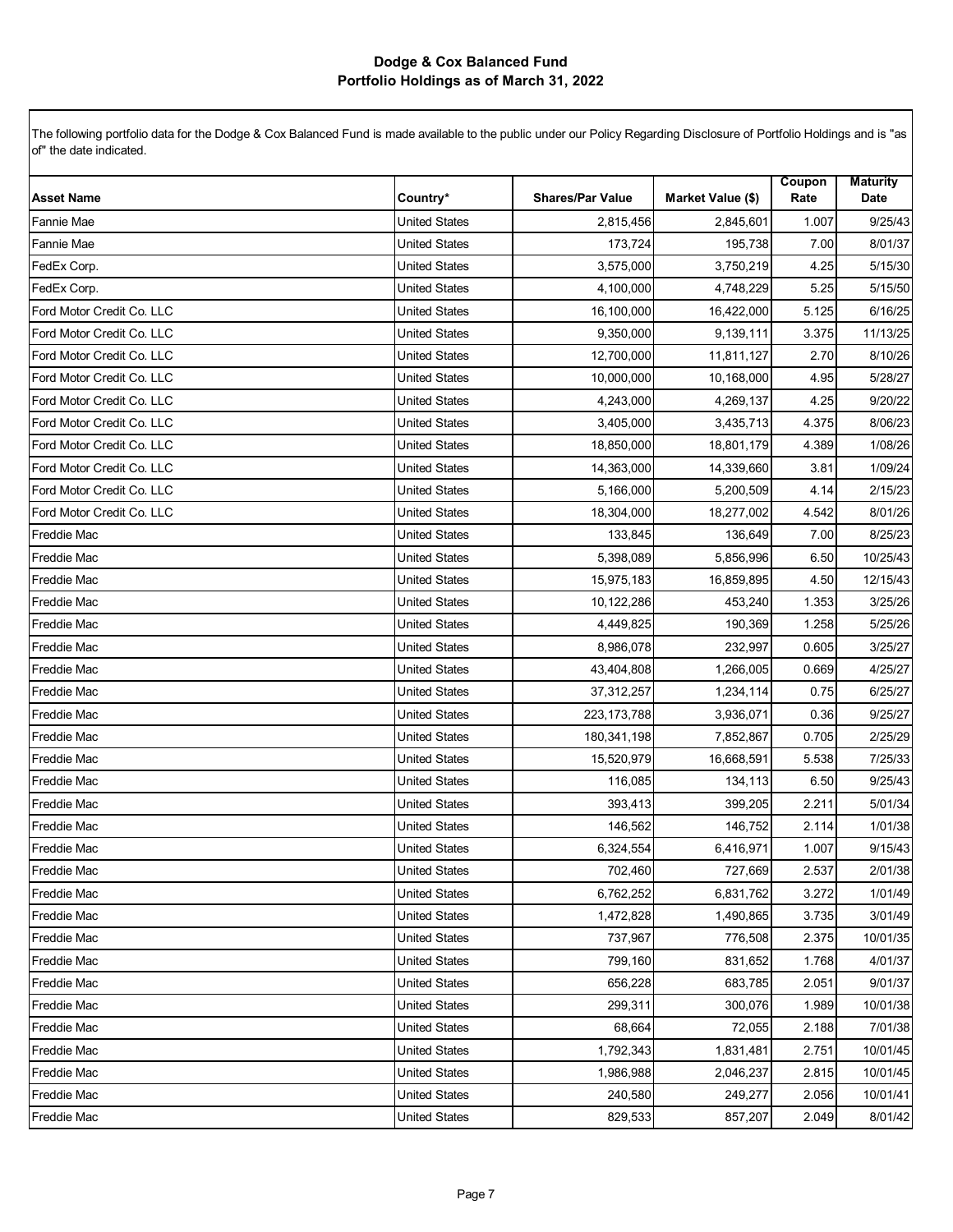# Dodge & Cox Balanced Fund
## Portfolio Holdings as of March 31, 2022

The following portfolio data for the Dodge & Cox Balanced Fund is made available to the public under our Policy Regarding Disclosure of Portfolio Holdings and is "as of" the date indicated.

| Asset Name | Country* | Shares/Par Value | Market Value ($) | Coupon Rate | Maturity Date |
|---|---|---|---|---|---|
| Fannie Mae | United States | 2,815,456 | 2,845,601 | 1.007 | 9/25/43 |
| Fannie Mae | United States | 173,724 | 195,738 | 7.00 | 8/01/37 |
| FedEx Corp. | United States | 3,575,000 | 3,750,219 | 4.25 | 5/15/30 |
| FedEx Corp. | United States | 4,100,000 | 4,748,229 | 5.25 | 5/15/50 |
| Ford Motor Credit Co. LLC | United States | 16,100,000 | 16,422,000 | 5.125 | 6/16/25 |
| Ford Motor Credit Co. LLC | United States | 9,350,000 | 9,139,111 | 3.375 | 11/13/25 |
| Ford Motor Credit Co. LLC | United States | 12,700,000 | 11,811,127 | 2.70 | 8/10/26 |
| Ford Motor Credit Co. LLC | United States | 10,000,000 | 10,168,000 | 4.95 | 5/28/27 |
| Ford Motor Credit Co. LLC | United States | 4,243,000 | 4,269,137 | 4.25 | 9/20/22 |
| Ford Motor Credit Co. LLC | United States | 3,405,000 | 3,435,713 | 4.375 | 8/06/23 |
| Ford Motor Credit Co. LLC | United States | 18,850,000 | 18,801,179 | 4.389 | 1/08/26 |
| Ford Motor Credit Co. LLC | United States | 14,363,000 | 14,339,660 | 3.81 | 1/09/24 |
| Ford Motor Credit Co. LLC | United States | 5,166,000 | 5,200,509 | 4.14 | 2/15/23 |
| Ford Motor Credit Co. LLC | United States | 18,304,000 | 18,277,002 | 4.542 | 8/01/26 |
| Freddie Mac | United States | 133,845 | 136,649 | 7.00 | 8/25/23 |
| Freddie Mac | United States | 5,398,089 | 5,856,996 | 6.50 | 10/25/43 |
| Freddie Mac | United States | 15,975,183 | 16,859,895 | 4.50 | 12/15/43 |
| Freddie Mac | United States | 10,122,286 | 453,240 | 1.353 | 3/25/26 |
| Freddie Mac | United States | 4,449,825 | 190,369 | 1.258 | 5/25/26 |
| Freddie Mac | United States | 8,986,078 | 232,997 | 0.605 | 3/25/27 |
| Freddie Mac | United States | 43,404,808 | 1,266,005 | 0.669 | 4/25/27 |
| Freddie Mac | United States | 37,312,257 | 1,234,114 | 0.75 | 6/25/27 |
| Freddie Mac | United States | 223,173,788 | 3,936,071 | 0.36 | 9/25/27 |
| Freddie Mac | United States | 180,341,198 | 7,852,867 | 0.705 | 2/25/29 |
| Freddie Mac | United States | 15,520,979 | 16,668,591 | 5.538 | 7/25/33 |
| Freddie Mac | United States | 116,085 | 134,113 | 6.50 | 9/25/43 |
| Freddie Mac | United States | 393,413 | 399,205 | 2.211 | 5/01/34 |
| Freddie Mac | United States | 146,562 | 146,752 | 2.114 | 1/01/38 |
| Freddie Mac | United States | 6,324,554 | 6,416,971 | 1.007 | 9/15/43 |
| Freddie Mac | United States | 702,460 | 727,669 | 2.537 | 2/01/38 |
| Freddie Mac | United States | 6,762,252 | 6,831,762 | 3.272 | 1/01/49 |
| Freddie Mac | United States | 1,472,828 | 1,490,865 | 3.735 | 3/01/49 |
| Freddie Mac | United States | 737,967 | 776,508 | 2.375 | 10/01/35 |
| Freddie Mac | United States | 799,160 | 831,652 | 1.768 | 4/01/37 |
| Freddie Mac | United States | 656,228 | 683,785 | 2.051 | 9/01/37 |
| Freddie Mac | United States | 299,311 | 300,076 | 1.989 | 10/01/38 |
| Freddie Mac | United States | 68,664 | 72,055 | 2.188 | 7/01/38 |
| Freddie Mac | United States | 1,792,343 | 1,831,481 | 2.751 | 10/01/45 |
| Freddie Mac | United States | 1,986,988 | 2,046,237 | 2.815 | 10/01/45 |
| Freddie Mac | United States | 240,580 | 249,277 | 2.056 | 10/01/41 |
| Freddie Mac | United States | 829,533 | 857,207 | 2.049 | 8/01/42 |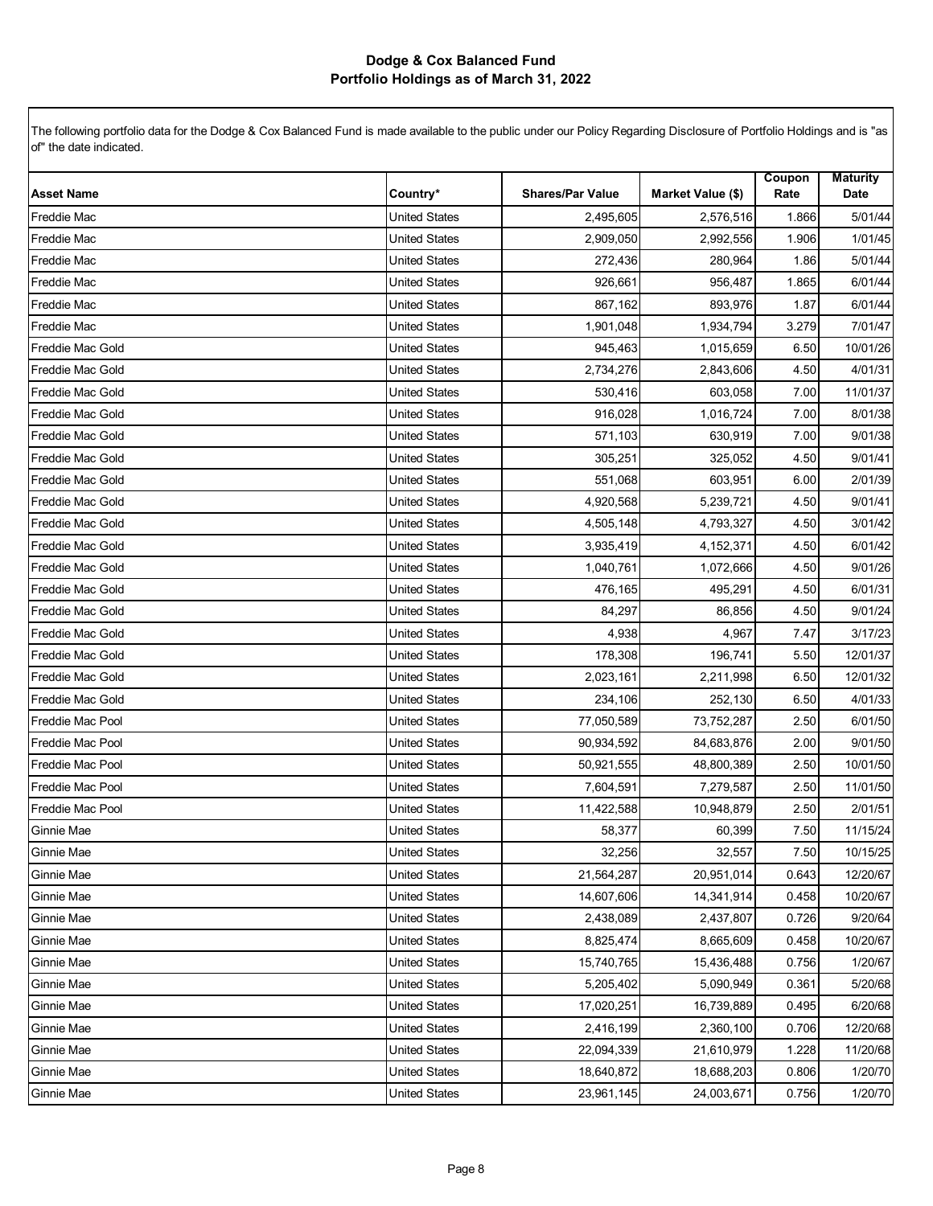# Dodge & Cox Balanced Fund
## Portfolio Holdings as of March 31, 2022

The following portfolio data for the Dodge & Cox Balanced Fund is made available to the public under our Policy Regarding Disclosure of Portfolio Holdings and is "as of" the date indicated.

| Asset Name | Country* | Shares/Par Value | Market Value ($) | Coupon Rate | Maturity Date |
|---|---|---|---|---|---|
| Freddie Mac | United States | 2,495,605 | 2,576,516 | 1.866 | 5/01/44 |
| Freddie Mac | United States | 2,909,050 | 2,992,556 | 1.906 | 1/01/45 |
| Freddie Mac | United States | 272,436 | 280,964 | 1.86 | 5/01/44 |
| Freddie Mac | United States | 926,661 | 956,487 | 1.865 | 6/01/44 |
| Freddie Mac | United States | 867,162 | 893,976 | 1.87 | 6/01/44 |
| Freddie Mac | United States | 1,901,048 | 1,934,794 | 3.279 | 7/01/47 |
| Freddie Mac Gold | United States | 945,463 | 1,015,659 | 6.50 | 10/01/26 |
| Freddie Mac Gold | United States | 2,734,276 | 2,843,606 | 4.50 | 4/01/31 |
| Freddie Mac Gold | United States | 530,416 | 603,058 | 7.00 | 11/01/37 |
| Freddie Mac Gold | United States | 916,028 | 1,016,724 | 7.00 | 8/01/38 |
| Freddie Mac Gold | United States | 571,103 | 630,919 | 7.00 | 9/01/38 |
| Freddie Mac Gold | United States | 305,251 | 325,052 | 4.50 | 9/01/41 |
| Freddie Mac Gold | United States | 551,068 | 603,951 | 6.00 | 2/01/39 |
| Freddie Mac Gold | United States | 4,920,568 | 5,239,721 | 4.50 | 9/01/41 |
| Freddie Mac Gold | United States | 4,505,148 | 4,793,327 | 4.50 | 3/01/42 |
| Freddie Mac Gold | United States | 3,935,419 | 4,152,371 | 4.50 | 6/01/42 |
| Freddie Mac Gold | United States | 1,040,761 | 1,072,666 | 4.50 | 9/01/26 |
| Freddie Mac Gold | United States | 476,165 | 495,291 | 4.50 | 6/01/31 |
| Freddie Mac Gold | United States | 84,297 | 86,856 | 4.50 | 9/01/24 |
| Freddie Mac Gold | United States | 4,938 | 4,967 | 7.47 | 3/17/23 |
| Freddie Mac Gold | United States | 178,308 | 196,741 | 5.50 | 12/01/37 |
| Freddie Mac Gold | United States | 2,023,161 | 2,211,998 | 6.50 | 12/01/32 |
| Freddie Mac Gold | United States | 234,106 | 252,130 | 6.50 | 4/01/33 |
| Freddie Mac Pool | United States | 77,050,589 | 73,752,287 | 2.50 | 6/01/50 |
| Freddie Mac Pool | United States | 90,934,592 | 84,683,876 | 2.00 | 9/01/50 |
| Freddie Mac Pool | United States | 50,921,555 | 48,800,389 | 2.50 | 10/01/50 |
| Freddie Mac Pool | United States | 7,604,591 | 7,279,587 | 2.50 | 11/01/50 |
| Freddie Mac Pool | United States | 11,422,588 | 10,948,879 | 2.50 | 2/01/51 |
| Ginnie Mae | United States | 58,377 | 60,399 | 7.50 | 11/15/24 |
| Ginnie Mae | United States | 32,256 | 32,557 | 7.50 | 10/15/25 |
| Ginnie Mae | United States | 21,564,287 | 20,951,014 | 0.643 | 12/20/67 |
| Ginnie Mae | United States | 14,607,606 | 14,341,914 | 0.458 | 10/20/67 |
| Ginnie Mae | United States | 2,438,089 | 2,437,807 | 0.726 | 9/20/64 |
| Ginnie Mae | United States | 8,825,474 | 8,665,609 | 0.458 | 10/20/67 |
| Ginnie Mae | United States | 15,740,765 | 15,436,488 | 0.756 | 1/20/67 |
| Ginnie Mae | United States | 5,205,402 | 5,090,949 | 0.361 | 5/20/68 |
| Ginnie Mae | United States | 17,020,251 | 16,739,889 | 0.495 | 6/20/68 |
| Ginnie Mae | United States | 2,416,199 | 2,360,100 | 0.706 | 12/20/68 |
| Ginnie Mae | United States | 22,094,339 | 21,610,979 | 1.228 | 11/20/68 |
| Ginnie Mae | United States | 18,640,872 | 18,688,203 | 0.806 | 1/20/70 |
| Ginnie Mae | United States | 23,961,145 | 24,003,671 | 0.756 | 1/20/70 |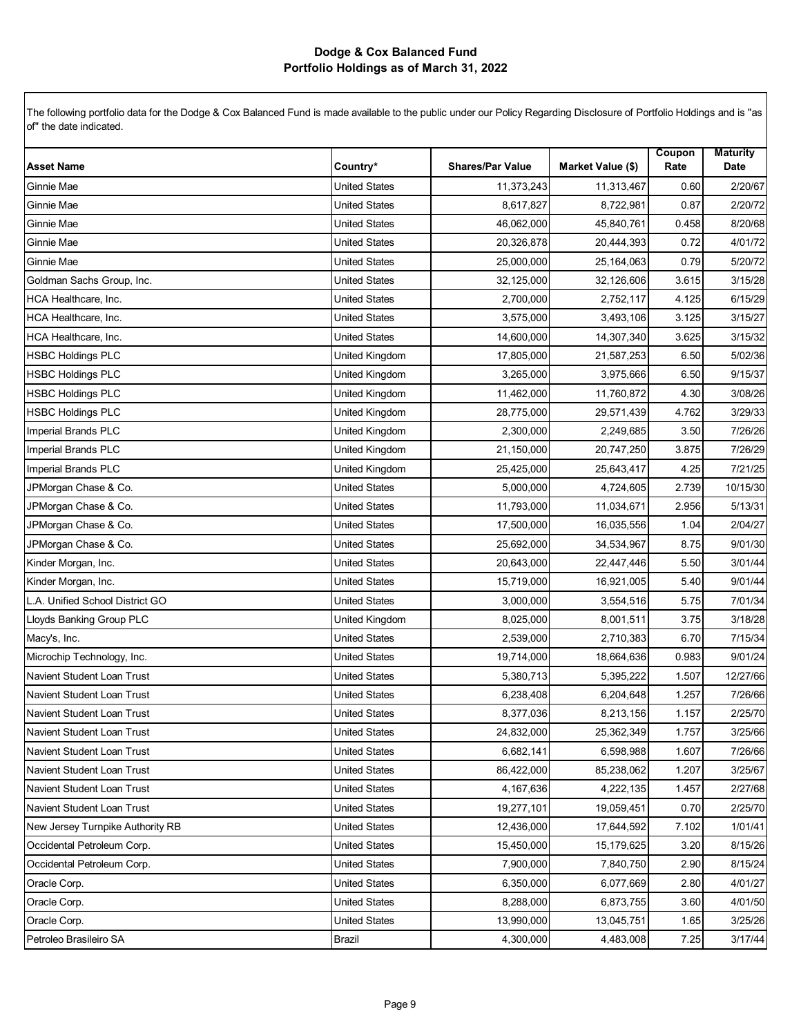## Dodge & Cox Balanced Fund
## Portfolio Holdings as of March 31, 2022

The following portfolio data for the Dodge & Cox Balanced Fund is made available to the public under our Policy Regarding Disclosure of Portfolio Holdings and is "as of" the date indicated.

| Asset Name | Country* | Shares/Par Value | Market Value ($) | Coupon Rate | Maturity Date |
|---|---|---|---|---|---|
| Ginnie Mae | United States | 11,373,243 | 11,313,467 | 0.60 | 2/20/67 |
| Ginnie Mae | United States | 8,617,827 | 8,722,981 | 0.87 | 2/20/72 |
| Ginnie Mae | United States | 46,062,000 | 45,840,761 | 0.458 | 8/20/68 |
| Ginnie Mae | United States | 20,326,878 | 20,444,393 | 0.72 | 4/01/72 |
| Ginnie Mae | United States | 25,000,000 | 25,164,063 | 0.79 | 5/20/72 |
| Goldman Sachs Group, Inc. | United States | 32,125,000 | 32,126,606 | 3.615 | 3/15/28 |
| HCA Healthcare, Inc. | United States | 2,700,000 | 2,752,117 | 4.125 | 6/15/29 |
| HCA Healthcare, Inc. | United States | 3,575,000 | 3,493,106 | 3.125 | 3/15/27 |
| HCA Healthcare, Inc. | United States | 14,600,000 | 14,307,340 | 3.625 | 3/15/32 |
| HSBC Holdings PLC | United Kingdom | 17,805,000 | 21,587,253 | 6.50 | 5/02/36 |
| HSBC Holdings PLC | United Kingdom | 3,265,000 | 3,975,666 | 6.50 | 9/15/37 |
| HSBC Holdings PLC | United Kingdom | 11,462,000 | 11,760,872 | 4.30 | 3/08/26 |
| HSBC Holdings PLC | United Kingdom | 28,775,000 | 29,571,439 | 4.762 | 3/29/33 |
| Imperial Brands PLC | United Kingdom | 2,300,000 | 2,249,685 | 3.50 | 7/26/26 |
| Imperial Brands PLC | United Kingdom | 21,150,000 | 20,747,250 | 3.875 | 7/26/29 |
| Imperial Brands PLC | United Kingdom | 25,425,000 | 25,643,417 | 4.25 | 7/21/25 |
| JPMorgan Chase & Co. | United States | 5,000,000 | 4,724,605 | 2.739 | 10/15/30 |
| JPMorgan Chase & Co. | United States | 11,793,000 | 11,034,671 | 2.956 | 5/13/31 |
| JPMorgan Chase & Co. | United States | 17,500,000 | 16,035,556 | 1.04 | 2/04/27 |
| JPMorgan Chase & Co. | United States | 25,692,000 | 34,534,967 | 8.75 | 9/01/30 |
| Kinder Morgan, Inc. | United States | 20,643,000 | 22,447,446 | 5.50 | 3/01/44 |
| Kinder Morgan, Inc. | United States | 15,719,000 | 16,921,005 | 5.40 | 9/01/44 |
| L.A. Unified School District GO | United States | 3,000,000 | 3,554,516 | 5.75 | 7/01/34 |
| Lloyds Banking Group PLC | United Kingdom | 8,025,000 | 8,001,511 | 3.75 | 3/18/28 |
| Macy's, Inc. | United States | 2,539,000 | 2,710,383 | 6.70 | 7/15/34 |
| Microchip Technology, Inc. | United States | 19,714,000 | 18,664,636 | 0.983 | 9/01/24 |
| Navient Student Loan Trust | United States | 5,380,713 | 5,395,222 | 1.507 | 12/27/66 |
| Navient Student Loan Trust | United States | 6,238,408 | 6,204,648 | 1.257 | 7/26/66 |
| Navient Student Loan Trust | United States | 8,377,036 | 8,213,156 | 1.157 | 2/25/70 |
| Navient Student Loan Trust | United States | 24,832,000 | 25,362,349 | 1.757 | 3/25/66 |
| Navient Student Loan Trust | United States | 6,682,141 | 6,598,988 | 1.607 | 7/26/66 |
| Navient Student Loan Trust | United States | 86,422,000 | 85,238,062 | 1.207 | 3/25/67 |
| Navient Student Loan Trust | United States | 4,167,636 | 4,222,135 | 1.457 | 2/27/68 |
| Navient Student Loan Trust | United States | 19,277,101 | 19,059,451 | 0.70 | 2/25/70 |
| New Jersey Turnpike Authority RB | United States | 12,436,000 | 17,644,592 | 7.102 | 1/01/41 |
| Occidental Petroleum Corp. | United States | 15,450,000 | 15,179,625 | 3.20 | 8/15/26 |
| Occidental Petroleum Corp. | United States | 7,900,000 | 7,840,750 | 2.90 | 8/15/24 |
| Oracle Corp. | United States | 6,350,000 | 6,077,669 | 2.80 | 4/01/27 |
| Oracle Corp. | United States | 8,288,000 | 6,873,755 | 3.60 | 4/01/50 |
| Oracle Corp. | United States | 13,990,000 | 13,045,751 | 1.65 | 3/25/26 |
| Petroleo Brasileiro SA | Brazil | 4,300,000 | 4,483,008 | 7.25 | 3/17/44 |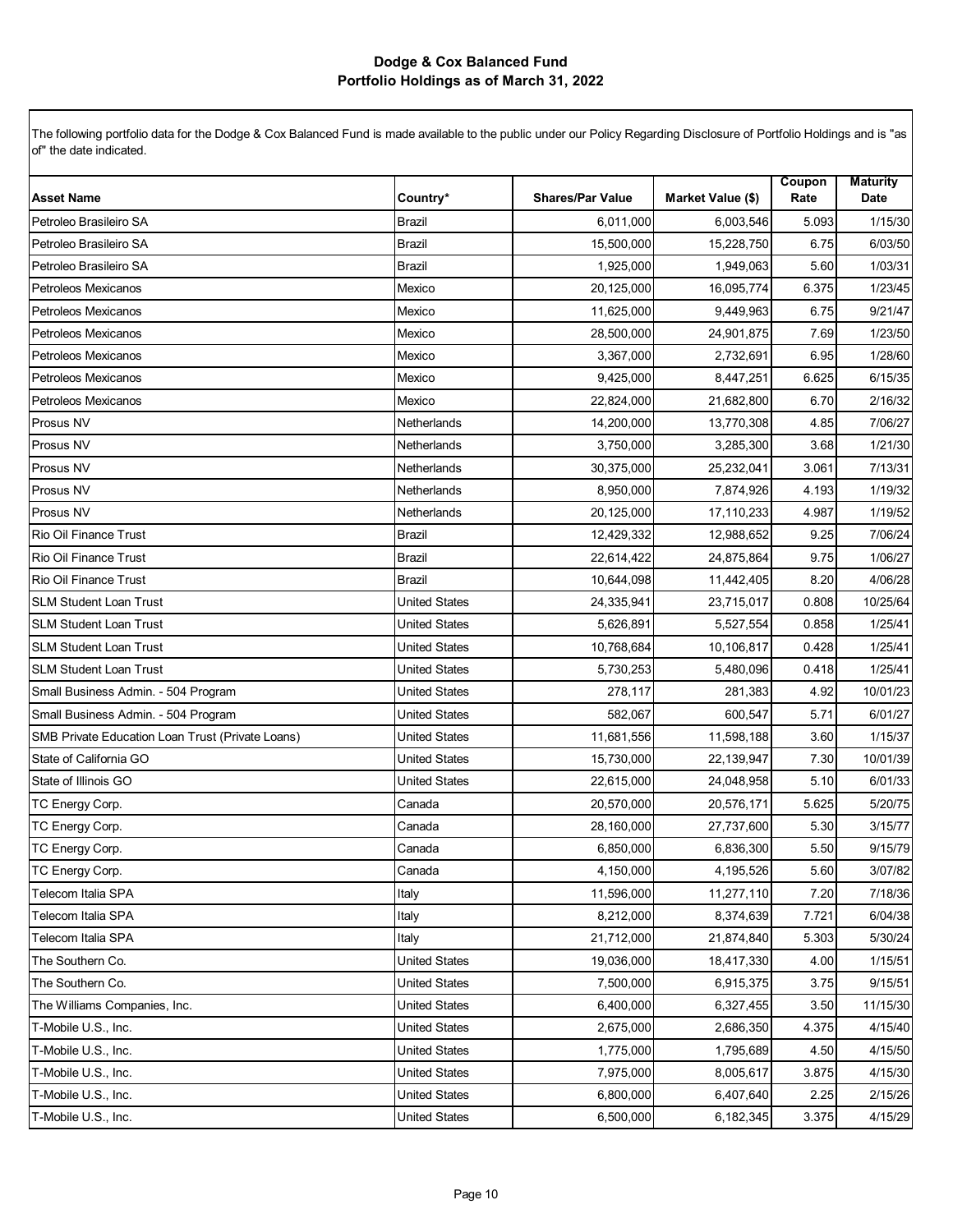# Dodge & Cox Balanced Fund
## Portfolio Holdings as of March 31, 2022

The following portfolio data for the Dodge & Cox Balanced Fund is made available to the public under our Policy Regarding Disclosure of Portfolio Holdings and is "as of" the date indicated.

| Asset Name | Country* | Shares/Par Value | Market Value ($) | Coupon Rate | Maturity Date |
|---|---|---|---|---|---|
| Petroleo Brasileiro SA | Brazil | 6,011,000 | 6,003,546 | 5.093 | 1/15/30 |
| Petroleo Brasileiro SA | Brazil | 15,500,000 | 15,228,750 | 6.75 | 6/03/50 |
| Petroleo Brasileiro SA | Brazil | 1,925,000 | 1,949,063 | 5.60 | 1/03/31 |
| Petroleos Mexicanos | Mexico | 20,125,000 | 16,095,774 | 6.375 | 1/23/45 |
| Petroleos Mexicanos | Mexico | 11,625,000 | 9,449,963 | 6.75 | 9/21/47 |
| Petroleos Mexicanos | Mexico | 28,500,000 | 24,901,875 | 7.69 | 1/23/50 |
| Petroleos Mexicanos | Mexico | 3,367,000 | 2,732,691 | 6.95 | 1/28/60 |
| Petroleos Mexicanos | Mexico | 9,425,000 | 8,447,251 | 6.625 | 6/15/35 |
| Petroleos Mexicanos | Mexico | 22,824,000 | 21,682,800 | 6.70 | 2/16/32 |
| Prosus NV | Netherlands | 14,200,000 | 13,770,308 | 4.85 | 7/06/27 |
| Prosus NV | Netherlands | 3,750,000 | 3,285,300 | 3.68 | 1/21/30 |
| Prosus NV | Netherlands | 30,375,000 | 25,232,041 | 3.061 | 7/13/31 |
| Prosus NV | Netherlands | 8,950,000 | 7,874,926 | 4.193 | 1/19/32 |
| Prosus NV | Netherlands | 20,125,000 | 17,110,233 | 4.987 | 1/19/52 |
| Rio Oil Finance Trust | Brazil | 12,429,332 | 12,988,652 | 9.25 | 7/06/24 |
| Rio Oil Finance Trust | Brazil | 22,614,422 | 24,875,864 | 9.75 | 1/06/27 |
| Rio Oil Finance Trust | Brazil | 10,644,098 | 11,442,405 | 8.20 | 4/06/28 |
| SLM Student Loan Trust | United States | 24,335,941 | 23,715,017 | 0.808 | 10/25/64 |
| SLM Student Loan Trust | United States | 5,626,891 | 5,527,554 | 0.858 | 1/25/41 |
| SLM Student Loan Trust | United States | 10,768,684 | 10,106,817 | 0.428 | 1/25/41 |
| SLM Student Loan Trust | United States | 5,730,253 | 5,480,096 | 0.418 | 1/25/41 |
| Small Business Admin. - 504 Program | United States | 278,117 | 281,383 | 4.92 | 10/01/23 |
| Small Business Admin. - 504 Program | United States | 582,067 | 600,547 | 5.71 | 6/01/27 |
| SMB Private Education Loan Trust (Private Loans) | United States | 11,681,556 | 11,598,188 | 3.60 | 1/15/37 |
| State of California GO | United States | 15,730,000 | 22,139,947 | 7.30 | 10/01/39 |
| State of Illinois GO | United States | 22,615,000 | 24,048,958 | 5.10 | 6/01/33 |
| TC Energy Corp. | Canada | 20,570,000 | 20,576,171 | 5.625 | 5/20/75 |
| TC Energy Corp. | Canada | 28,160,000 | 27,737,600 | 5.30 | 3/15/77 |
| TC Energy Corp. | Canada | 6,850,000 | 6,836,300 | 5.50 | 9/15/79 |
| TC Energy Corp. | Canada | 4,150,000 | 4,195,526 | 5.60 | 3/07/82 |
| Telecom Italia SPA | Italy | 11,596,000 | 11,277,110 | 7.20 | 7/18/36 |
| Telecom Italia SPA | Italy | 8,212,000 | 8,374,639 | 7.721 | 6/04/38 |
| Telecom Italia SPA | Italy | 21,712,000 | 21,874,840 | 5.303 | 5/30/24 |
| The Southern Co. | United States | 19,036,000 | 18,417,330 | 4.00 | 1/15/51 |
| The Southern Co. | United States | 7,500,000 | 6,915,375 | 3.75 | 9/15/51 |
| The Williams Companies, Inc. | United States | 6,400,000 | 6,327,455 | 3.50 | 11/15/30 |
| T-Mobile U.S., Inc. | United States | 2,675,000 | 2,686,350 | 4.375 | 4/15/40 |
| T-Mobile U.S., Inc. | United States | 1,775,000 | 1,795,689 | 4.50 | 4/15/50 |
| T-Mobile U.S., Inc. | United States | 7,975,000 | 8,005,617 | 3.875 | 4/15/30 |
| T-Mobile U.S., Inc. | United States | 6,800,000 | 6,407,640 | 2.25 | 2/15/26 |
| T-Mobile U.S., Inc. | United States | 6,500,000 | 6,182,345 | 3.375 | 4/15/29 |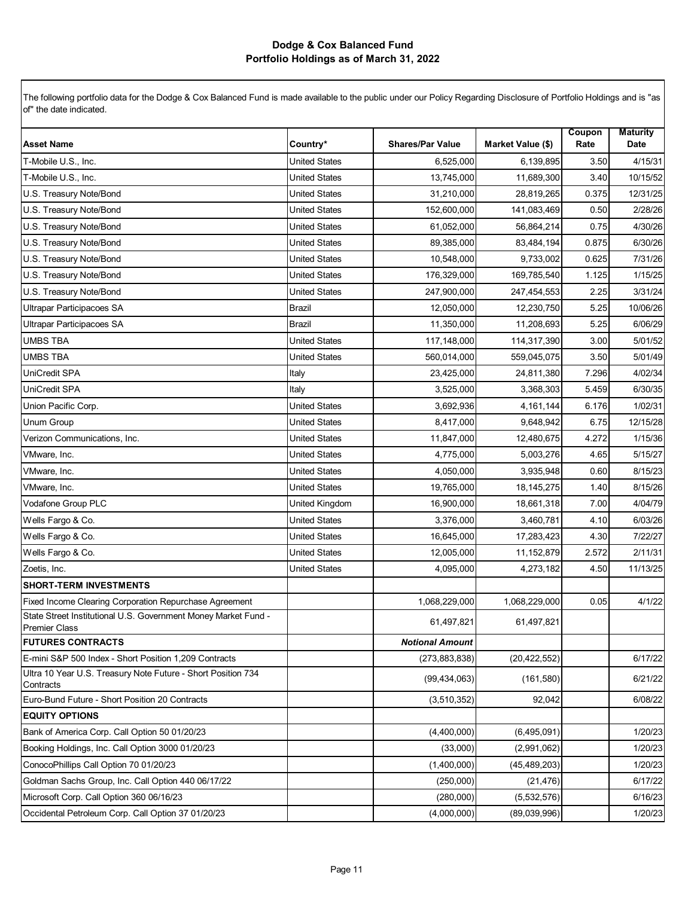# Dodge & Cox Balanced Fund
## Portfolio Holdings as of March 31, 2022

The following portfolio data for the Dodge & Cox Balanced Fund is made available to the public under our Policy Regarding Disclosure of Portfolio Holdings and is "as of" the date indicated.

| Asset Name | Country* | Shares/Par Value | Market Value ($) | Coupon Rate | Maturity Date |
|---|---|---|---|---|---|
| T-Mobile U.S., Inc. | United States | 6,525,000 | 6,139,895 | 3.50 | 4/15/31 |
| T-Mobile U.S., Inc. | United States | 13,745,000 | 11,689,300 | 3.40 | 10/15/52 |
| U.S. Treasury Note/Bond | United States | 31,210,000 | 28,819,265 | 0.375 | 12/31/25 |
| U.S. Treasury Note/Bond | United States | 152,600,000 | 141,083,469 | 0.50 | 2/28/26 |
| U.S. Treasury Note/Bond | United States | 61,052,000 | 56,864,214 | 0.75 | 4/30/26 |
| U.S. Treasury Note/Bond | United States | 89,385,000 | 83,484,194 | 0.875 | 6/30/26 |
| U.S. Treasury Note/Bond | United States | 10,548,000 | 9,733,002 | 0.625 | 7/31/26 |
| U.S. Treasury Note/Bond | United States | 176,329,000 | 169,785,540 | 1.125 | 1/15/25 |
| U.S. Treasury Note/Bond | United States | 247,900,000 | 247,454,553 | 2.25 | 3/31/24 |
| Ultrapar Participacoes SA | Brazil | 12,050,000 | 12,230,750 | 5.25 | 10/06/26 |
| Ultrapar Participacoes SA | Brazil | 11,350,000 | 11,208,693 | 5.25 | 6/06/29 |
| UMBS TBA | United States | 117,148,000 | 114,317,390 | 3.00 | 5/01/52 |
| UMBS TBA | United States | 560,014,000 | 559,045,075 | 3.50 | 5/01/49 |
| UniCredit SPA | Italy | 23,425,000 | 24,811,380 | 7.296 | 4/02/34 |
| UniCredit SPA | Italy | 3,525,000 | 3,368,303 | 5.459 | 6/30/35 |
| Union Pacific Corp. | United States | 3,692,936 | 4,161,144 | 6.176 | 1/02/31 |
| Unum Group | United States | 8,417,000 | 9,648,942 | 6.75 | 12/15/28 |
| Verizon Communications, Inc. | United States | 11,847,000 | 12,480,675 | 4.272 | 1/15/36 |
| VMware, Inc. | United States | 4,775,000 | 5,003,276 | 4.65 | 5/15/27 |
| VMware, Inc. | United States | 4,050,000 | 3,935,948 | 0.60 | 8/15/23 |
| VMware, Inc. | United States | 19,765,000 | 18,145,275 | 1.40 | 8/15/26 |
| Vodafone Group PLC | United Kingdom | 16,900,000 | 18,661,318 | 7.00 | 4/04/79 |
| Wells Fargo & Co. | United States | 3,376,000 | 3,460,781 | 4.10 | 6/03/26 |
| Wells Fargo & Co. | United States | 16,645,000 | 17,283,423 | 4.30 | 7/22/27 |
| Wells Fargo & Co. | United States | 12,005,000 | 11,152,879 | 2.572 | 2/11/31 |
| Zoetis, Inc. | United States | 4,095,000 | 4,273,182 | 4.50 | 11/13/25 |
| **SHORT-TERM INVESTMENTS** | | | | | |
| Fixed Income Clearing Corporation Repurchase Agreement | | 1,068,229,000 | 1,068,229,000 | 0.05 | 4/1/22 |
| State Street Institutional U.S. Government Money Market Fund - Premier Class | | 61,497,821 | 61,497,821 | | |
| **FUTURES CONTRACTS** | | ***Notional Amount*** | | | |
| E-mini S&P 500 Index - Short Position 1,209 Contracts | | (273,883,838) | (20,422,552) | | 6/17/22 |
| Ultra 10 Year U.S. Treasury Note Future - Short Position 734 Contracts | | (99,434,063) | (161,580) | | 6/21/22 |
| Euro-Bund Future - Short Position 20 Contracts | | (3,510,352) | 92,042 | | 6/08/22 |
| **EQUITY OPTIONS** | | | | | |
| Bank of America Corp. Call Option 50 01/20/23 | | (4,400,000) | (6,495,091) | | 1/20/23 |
| Booking Holdings, Inc. Call Option 3000 01/20/23 | | (33,000) | (2,991,062) | | 1/20/23 |
| ConocoPhillips Call Option 70 01/20/23 | | (1,400,000) | (45,489,203) | | 1/20/23 |
| Goldman Sachs Group, Inc. Call Option 440 06/17/22 | | (250,000) | (21,476) | | 6/17/22 |
| Microsoft Corp. Call Option 360 06/16/23 | | (280,000) | (5,532,576) | | 6/16/23 |
| Occidental Petroleum Corp. Call Option 37 01/20/23 | | (4,000,000) | (89,039,996) | | 1/20/23 |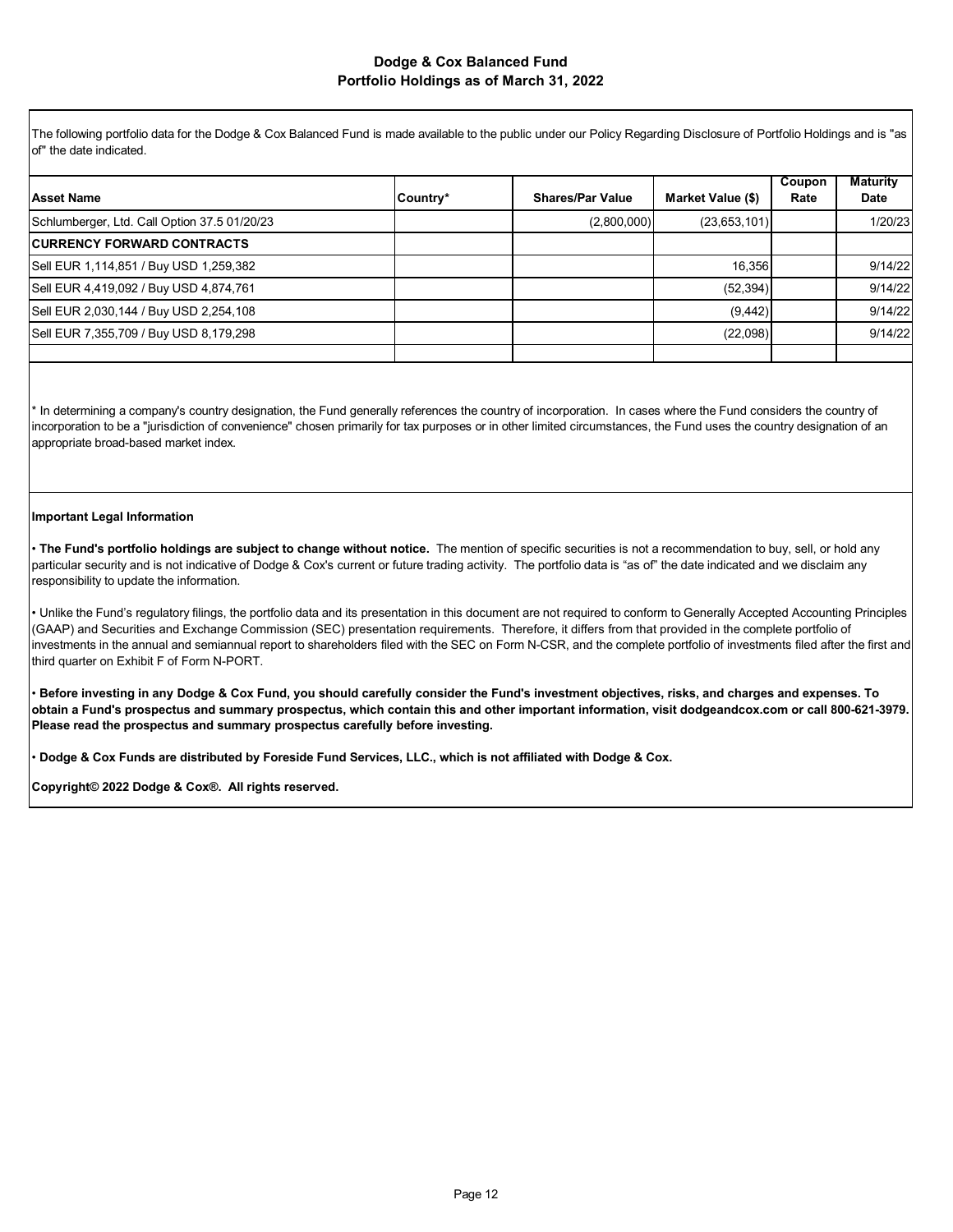# Dodge & Cox Balanced Fund
## Portfolio Holdings as of March 31, 2022

The following portfolio data for the Dodge & Cox Balanced Fund is made available to the public under our Policy Regarding Disclosure of Portfolio Holdings and is "as of" the date indicated.

| Asset Name | Country* | Shares/Par Value | Market Value ($) | Coupon Rate | Maturity Date |
| --- | --- | --- | --- | --- | --- |
| Schlumberger, Ltd. Call Option 37.5 01/20/23 | | (2,800,000) | (23,653,101) | | 1/20/23 |
| **CURRENCY FORWARD CONTRACTS** | | | | | |
| Sell EUR 1,114,851 / Buy USD 1,259,382 | | | 16,356 | | 9/14/22 |
| Sell EUR 4,419,092 / Buy USD 4,874,761 | | | (52,394) | | 9/14/22 |
| Sell EUR 2,030,144 / Buy USD 2,254,108 | | | (9,442) | | 9/14/22 |
| Sell EUR 7,355,709 / Buy USD 8,179,298 | | | (22,098) | | 9/14/22 |

* In determining a company's country designation, the Fund generally references the country of incorporation. In cases where the Fund considers the country of incorporation to be a "jurisdiction of convenience" chosen primarily for tax purposes or in other limited circumstances, the Fund uses the country designation of an appropriate broad-based market index.

**Important Legal Information**

• **The Fund's portfolio holdings are subject to change without notice.** The mention of specific securities is not a recommendation to buy, sell, or hold any particular security and is not indicative of Dodge & Cox's current or future trading activity. The portfolio data is "as of" the date indicated and we disclaim any responsibility to update the information.

• Unlike the Fund's regulatory filings, the portfolio data and its presentation in this document are not required to conform to Generally Accepted Accounting Principles (GAAP) and Securities and Exchange Commission (SEC) presentation requirements. Therefore, it differs from that provided in the complete portfolio of investments in the annual and semiannual report to shareholders filed with the SEC on Form N-CSR, and the complete portfolio of investments filed after the first and third quarter on Exhibit F of Form N-PORT.

• **Before investing in any Dodge & Cox Fund, you should carefully consider the Fund's investment objectives, risks, and charges and expenses. To obtain a Fund's prospectus and summary prospectus, which contain this and other important information, visit dodgeandcox.com or call 800-621-3979. Please read the prospectus and summary prospectus carefully before investing.**

• **Dodge & Cox Funds are distributed by Foreside Fund Services, LLC., which is not affiliated with Dodge & Cox.**

**Copyright© 2022 Dodge & Cox®. All rights reserved.**